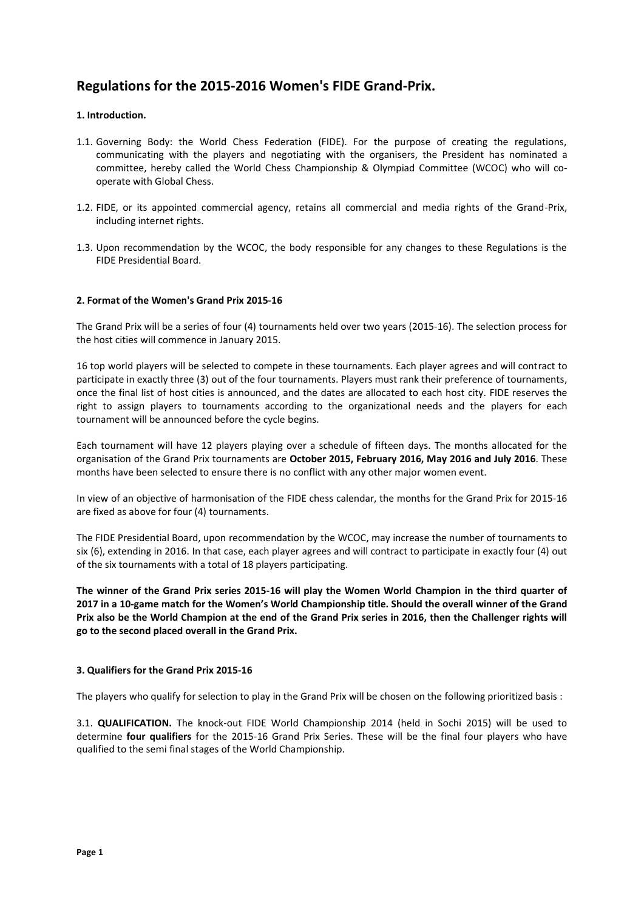# Regulations for the 2015-2016 Women's FIDE Grand-Prix.

## 1. Introduction.

1.1. Governing Body: the World Chess Federation (FIDE). For the purpose of creating the regulations, communicating with the players and negotiating with the organisers, the President has nominated a committee, hereby called the World Chess Championship & Olympiad Committee (WCOC) who will co-operate with Global Chess.

1.2. FIDE, or its appointed commercial agency, retains all commercial and media rights of the Grand-Prix, including internet rights.

1.3. Upon recommendation by the WCOC, the body responsible for any changes to these Regulations is the FIDE Presidential Board.

## 2. Format of the Women's Grand Prix 2015-16

The Grand Prix will be a series of four (4) tournaments held over two years (2015-16). The selection process for the host cities will commence in January 2015.

16 top world players will be selected to compete in these tournaments. Each player agrees and will contract to participate in exactly three (3) out of the four tournaments. Players must rank their preference of tournaments, once the final list of host cities is announced, and the dates are allocated to each host city. FIDE reserves the right to assign players to tournaments according to the organizational needs and the players for each tournament will be announced before the cycle begins.

Each tournament will have 12 players playing over a schedule of fifteen days. The months allocated for the organisation of the Grand Prix tournaments are **October 2015, February 2016, May 2016 and July 2016**. These months have been selected to ensure there is no conflict with any other major women event.

In view of an objective of harmonisation of the FIDE chess calendar, the months for the Grand Prix for 2015-16 are fixed as above for four (4) tournaments.

The FIDE Presidential Board, upon recommendation by the WCOC, may increase the number of tournaments to six (6), extending in 2016. In that case, each player agrees and will contract to participate in exactly four (4) out of the six tournaments with a total of 18 players participating.

**The winner of the Grand Prix series 2015-16 will play the Women World Champion in the third quarter of 2017 in a 10-game match for the Women's World Championship title. Should the overall winner of the Grand Prix also be the World Champion at the end of the Grand Prix series in 2016, then the Challenger rights will go to the second placed overall in the Grand Prix.**

## 3. Qualifiers for the Grand Prix 2015-16

The players who qualify for selection to play in the Grand Prix will be chosen on the following prioritized basis :

3.1. **QUALIFICATION.** The knock-out FIDE World Championship 2014 (held in Sochi 2015) will be used to determine **four qualifiers** for the 2015-16 Grand Prix Series. These will be the final four players who have qualified to the semi final stages of the World Championship.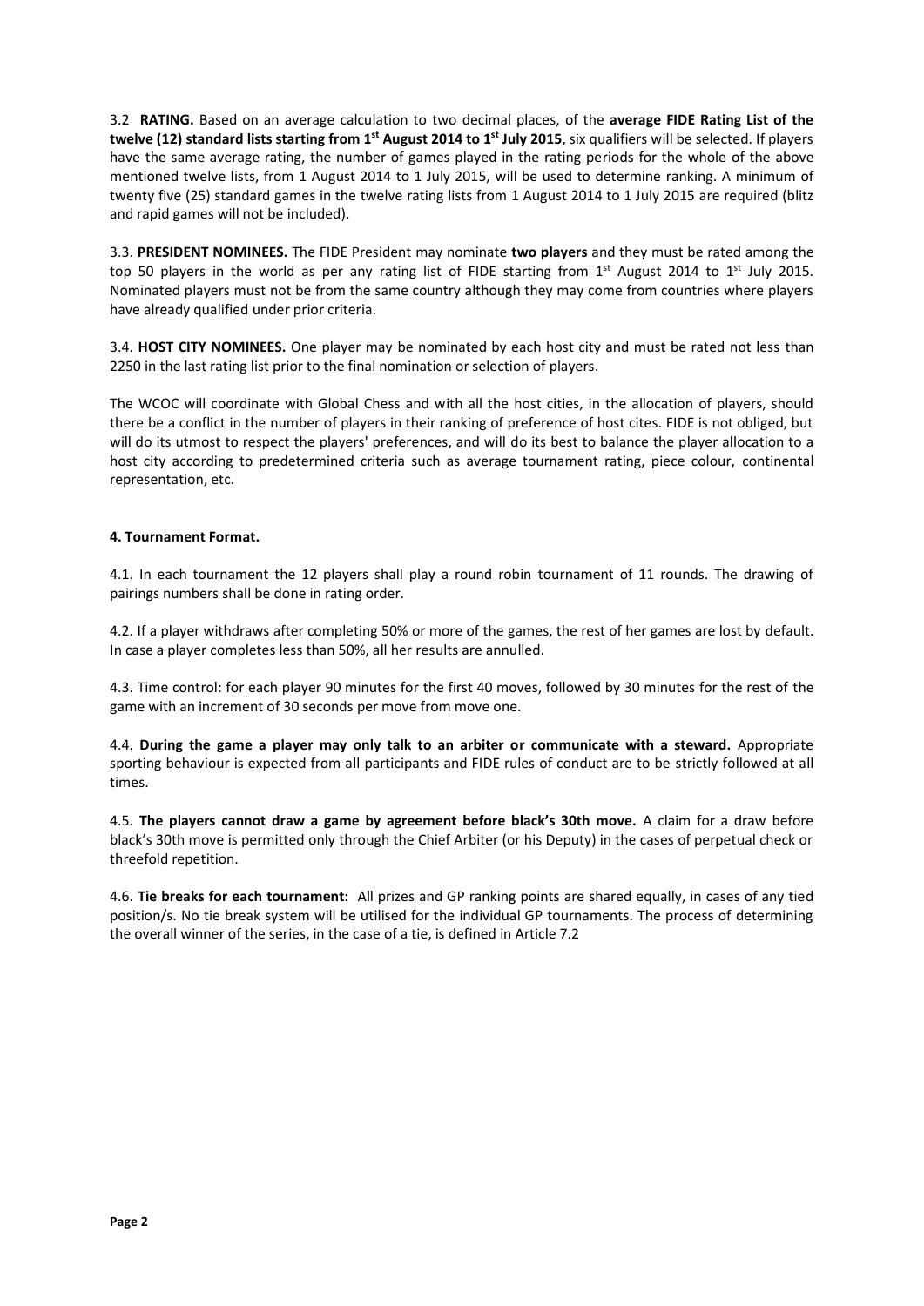3.2 **RATING.** Based on an average calculation to two decimal places, of the **average FIDE Rating List of the twelve (12) standard lists starting from 1st August 2014 to 1st July 2015**, six qualifiers will be selected. If players have the same average rating, the number of games played in the rating periods for the whole of the above mentioned twelve lists, from 1 August 2014 to 1 July 2015, will be used to determine ranking. A minimum of twenty five (25) standard games in the twelve rating lists from 1 August 2014 to 1 July 2015 are required (blitz and rapid games will not be included).

3.3. **PRESIDENT NOMINEES.** The FIDE President may nominate **two players** and they must be rated among the top 50 players in the world as per any rating list of FIDE starting from 1st August 2014 to 1st July 2015. Nominated players must not be from the same country although they may come from countries where players have already qualified under prior criteria.

3.4. **HOST CITY NOMINEES.** One player may be nominated by each host city and must be rated not less than 2250 in the last rating list prior to the final nomination or selection of players.

The WCOC will coordinate with Global Chess and with all the host cities, in the allocation of players, should there be a conflict in the number of players in their ranking of preference of host cites. FIDE is not obliged, but will do its utmost to respect the players' preferences, and will do its best to balance the player allocation to a host city according to predetermined criteria such as average tournament rating, piece colour, continental representation, etc.

### 4. Tournament Format.

4.1. In each tournament the 12 players shall play a round robin tournament of 11 rounds. The drawing of pairings numbers shall be done in rating order.

4.2. If a player withdraws after completing 50% or more of the games, the rest of her games are lost by default. In case a player completes less than 50%, all her results are annulled.

4.3. Time control: for each player 90 minutes for the first 40 moves, followed by 30 minutes for the rest of the game with an increment of 30 seconds per move from move one.

4.4. **During the game a player may only talk to an arbiter or communicate with a steward.** Appropriate sporting behaviour is expected from all participants and FIDE rules of conduct are to be strictly followed at all times.

4.5. **The players cannot draw a game by agreement before black's 30th move.** A claim for a draw before black's 30th move is permitted only through the Chief Arbiter (or his Deputy) in the cases of perpetual check or threefold repetition.

4.6. **Tie breaks for each tournament:** All prizes and GP ranking points are shared equally, in cases of any tied position/s. No tie break system will be utilised for the individual GP tournaments. The process of determining the overall winner of the series, in the case of a tie, is defined in Article 7.2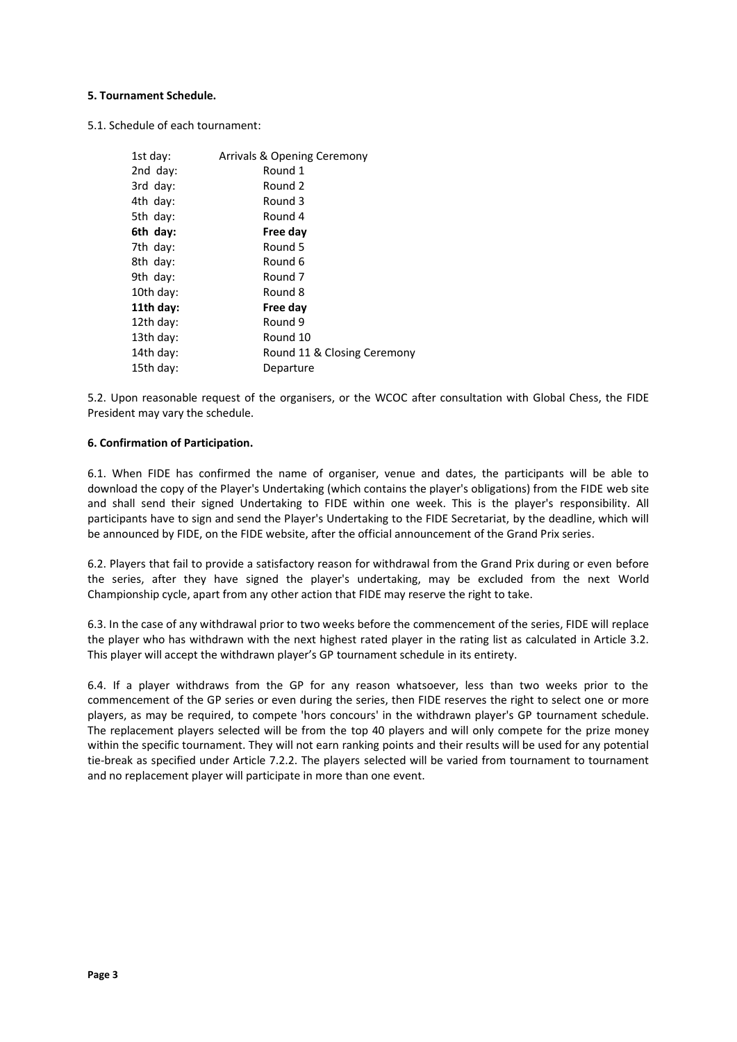**5. Tournament Schedule.**

5.1. Schedule of each tournament:

| | |
|---|---|
| 1st day: | Arrivals & Opening Ceremony |
| 2nd day: | Round 1 |
| 3rd day: | Round 2 |
| 4th day: | Round 3 |
| 5th day: | Round 4 |
| **6th day:** | **Free day** |
| 7th day: | Round 5 |
| 8th day: | Round 6 |
| 9th day: | Round 7 |
| 10th day: | Round 8 |
| **11th day:** | **Free day** |
| 12th day: | Round 9 |
| 13th day: | Round 10 |
| 14th day: | Round 11 & Closing Ceremony |
| 15th day: | Departure |

5.2. Upon reasonable request of the organisers, or the WCOC after consultation with Global Chess, the FIDE President may vary the schedule.

**6. Confirmation of Participation.**

6.1. When FIDE has confirmed the name of organiser, venue and dates, the participants will be able to download the copy of the Player's Undertaking (which contains the player's obligations) from the FIDE web site and shall send their signed Undertaking to FIDE within one week. This is the player's responsibility. All participants have to sign and send the Player's Undertaking to the FIDE Secretariat, by the deadline, which will be announced by FIDE, on the FIDE website, after the official announcement of the Grand Prix series.

6.2. Players that fail to provide a satisfactory reason for withdrawal from the Grand Prix during or even before the series, after they have signed the player's undertaking, may be excluded from the next World Championship cycle, apart from any other action that FIDE may reserve the right to take.

6.3. In the case of any withdrawal prior to two weeks before the commencement of the series, FIDE will replace the player who has withdrawn with the next highest rated player in the rating list as calculated in Article 3.2. This player will accept the withdrawn player's GP tournament schedule in its entirety.

6.4. If a player withdraws from the GP for any reason whatsoever, less than two weeks prior to the commencement of the GP series or even during the series, then FIDE reserves the right to select one or more players, as may be required, to compete 'hors concours' in the withdrawn player's GP tournament schedule. The replacement players selected will be from the top 40 players and will only compete for the prize money within the specific tournament. They will not earn ranking points and their results will be used for any potential tie-break as specified under Article 7.2.2. The players selected will be varied from tournament to tournament and no replacement player will participate in more than one event.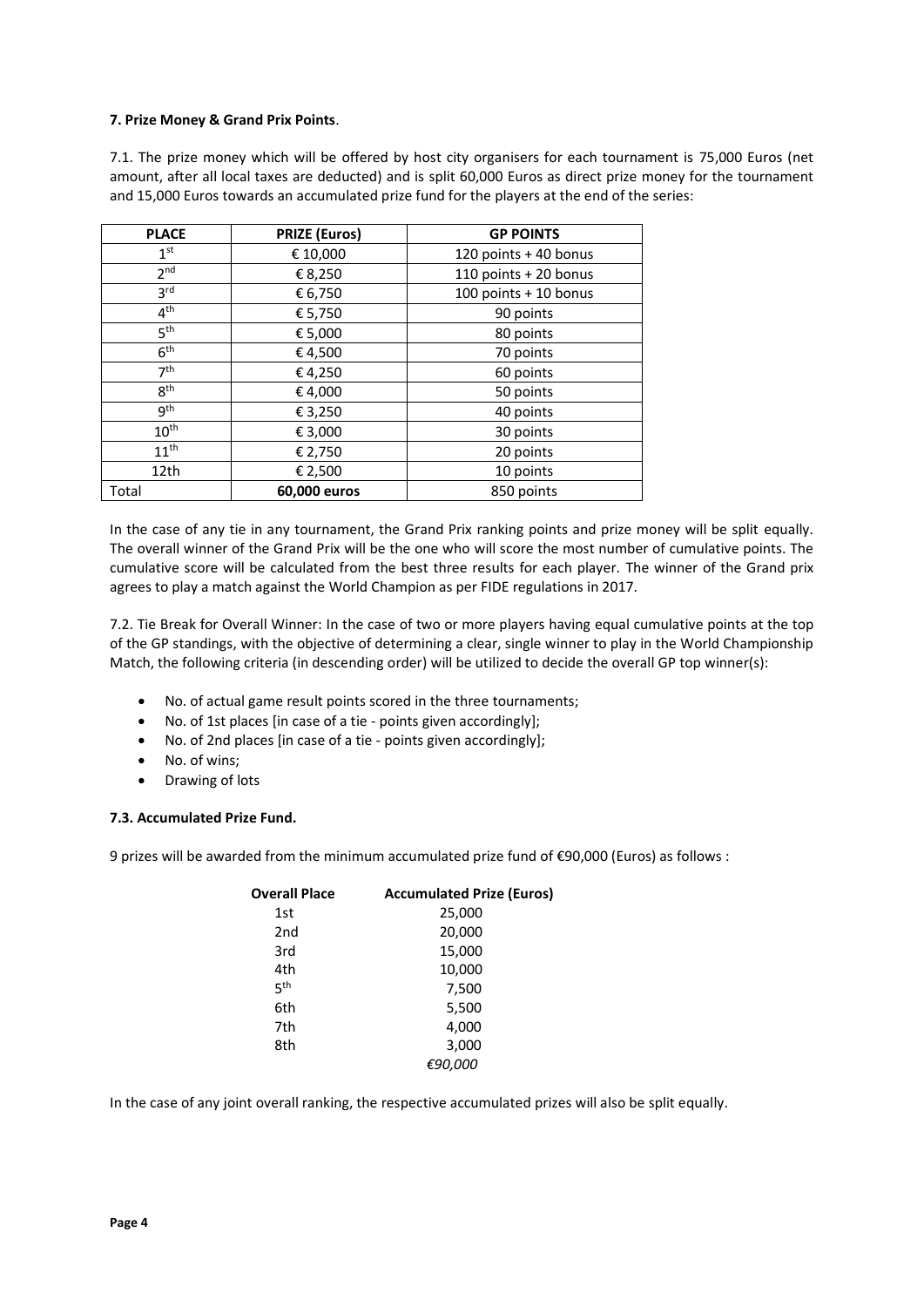**7. Prize Money & Grand Prix Points**.

7.1. The prize money which will be offered by host city organisers for each tournament is 75,000 Euros (net amount, after all local taxes are deducted) and is split 60,000 Euros as direct prize money for the tournament and 15,000 Euros towards an accumulated prize fund for the players at the end of the series:

| PLACE | PRIZE (Euros) | GP POINTS |
|---|---|---|
| 1st | € 10,000 | 120 points + 40 bonus |
| 2nd | € 8,250 | 110 points + 20 bonus |
| 3rd | € 6,750 | 100 points + 10 bonus |
| 4th | € 5,750 | 90 points |
| 5th | € 5,000 | 80 points |
| 6th | € 4,500 | 70 points |
| 7th | € 4,250 | 60 points |
| 8th | € 4,000 | 50 points |
| 9th | € 3,250 | 40 points |
| 10th | € 3,000 | 30 points |
| 11th | € 2,750 | 20 points |
| 12th | € 2,500 | 10 points |
| Total | **60,000 euros** | 850 points |

In the case of any tie in any tournament, the Grand Prix ranking points and prize money will be split equally. The overall winner of the Grand Prix will be the one who will score the most number of cumulative points. The cumulative score will be calculated from the best three results for each player. The winner of the Grand prix agrees to play a match against the World Champion as per FIDE regulations in 2017.

7.2. Tie Break for Overall Winner: In the case of two or more players having equal cumulative points at the top of the GP standings, with the objective of determining a clear, single winner to play in the World Championship Match, the following criteria (in descending order) will be utilized to decide the overall GP top winner(s):

- No. of actual game result points scored in the three tournaments;
- No. of 1st places [in case of a tie - points given accordingly];
- No. of 2nd places [in case of a tie - points given accordingly];
- No. of wins;
- Drawing of lots

**7.3. Accumulated Prize Fund.**

9 prizes will be awarded from the minimum accumulated prize fund of €90,000 (Euros) as follows :

| Overall Place | Accumulated Prize (Euros) |
|---|---|
| 1st | 25,000 |
| 2nd | 20,000 |
| 3rd | 15,000 |
| 4th | 10,000 |
| 5th | 7,500 |
| 6th | 5,500 |
| 7th | 4,000 |
| 8th | 3,000 |
| | *€90,000* |

In the case of any joint overall ranking, the respective accumulated prizes will also be split equally.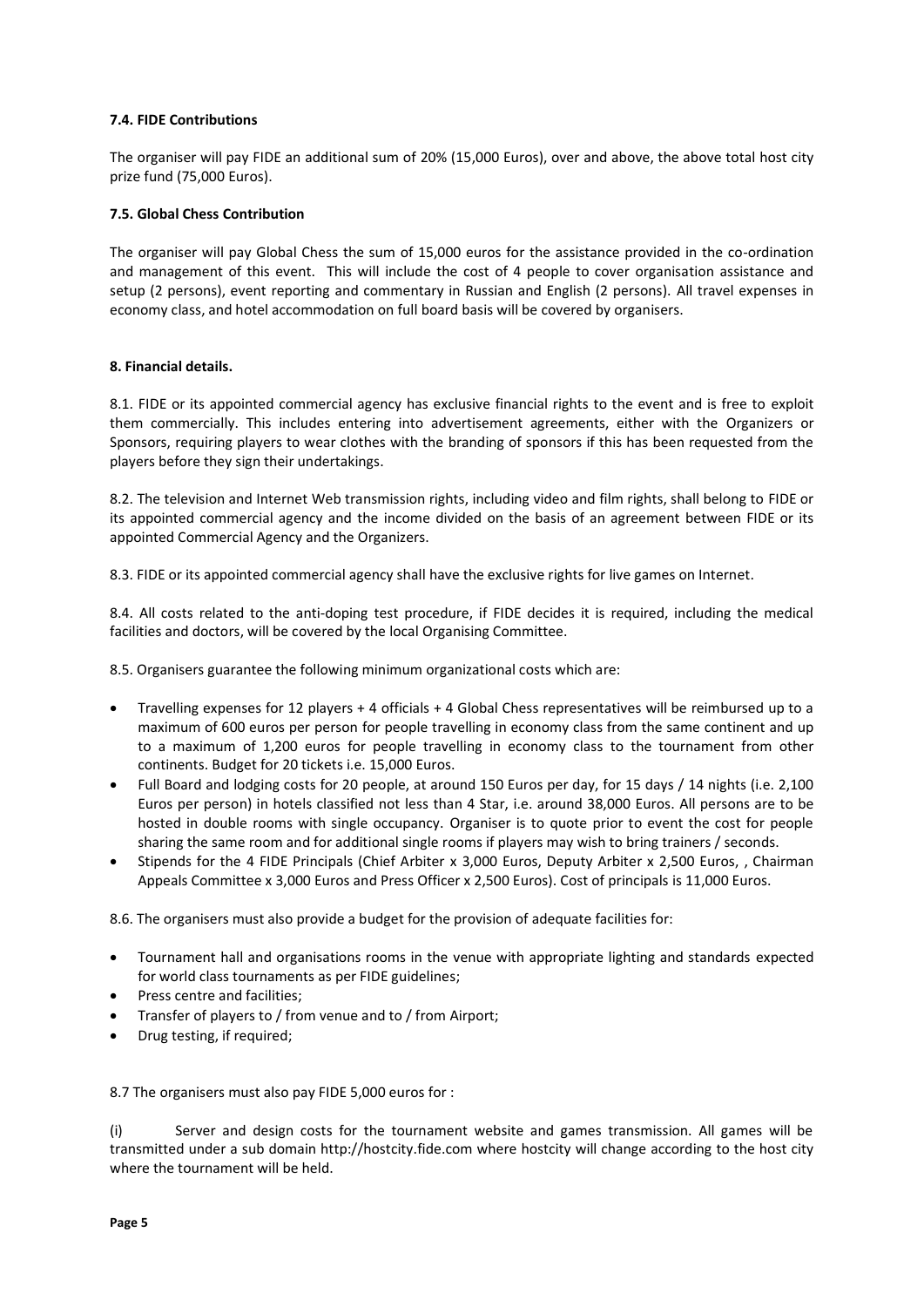**7.4. FIDE Contributions**

The organiser will pay FIDE an additional sum of 20% (15,000 Euros), over and above, the above total host city prize fund (75,000 Euros).

**7.5. Global Chess Contribution**

The organiser will pay Global Chess the sum of 15,000 euros for the assistance provided in the co-ordination and management of this event. This will include the cost of 4 people to cover organisation assistance and setup (2 persons), event reporting and commentary in Russian and English (2 persons). All travel expenses in economy class, and hotel accommodation on full board basis will be covered by organisers.

**8. Financial details.**

8.1. FIDE or its appointed commercial agency has exclusive financial rights to the event and is free to exploit them commercially. This includes entering into advertisement agreements, either with the Organizers or Sponsors, requiring players to wear clothes with the branding of sponsors if this has been requested from the players before they sign their undertakings.

8.2. The television and Internet Web transmission rights, including video and film rights, shall belong to FIDE or its appointed commercial agency and the income divided on the basis of an agreement between FIDE or its appointed Commercial Agency and the Organizers.

8.3. FIDE or its appointed commercial agency shall have the exclusive rights for live games on Internet.

8.4. All costs related to the anti-doping test procedure, if FIDE decides it is required, including the medical facilities and doctors, will be covered by the local Organising Committee.

8.5. Organisers guarantee the following minimum organizational costs which are:

- Travelling expenses for 12 players + 4 officials + 4 Global Chess representatives will be reimbursed up to a maximum of 600 euros per person for people travelling in economy class from the same continent and up to a maximum of 1,200 euros for people travelling in economy class to the tournament from other continents. Budget for 20 tickets i.e. 15,000 Euros.
- Full Board and lodging costs for 20 people, at around 150 Euros per day, for 15 days / 14 nights (i.e. 2,100 Euros per person) in hotels classified not less than 4 Star, i.e. around 38,000 Euros. All persons are to be hosted in double rooms with single occupancy. Organiser is to quote prior to event the cost for people sharing the same room and for additional single rooms if players may wish to bring trainers / seconds.
- Stipends for the 4 FIDE Principals (Chief Arbiter x 3,000 Euros, Deputy Arbiter x 2,500 Euros, , Chairman Appeals Committee x 3,000 Euros and Press Officer x 2,500 Euros). Cost of principals is 11,000 Euros.

8.6. The organisers must also provide a budget for the provision of adequate facilities for:

- Tournament hall and organisations rooms in the venue with appropriate lighting and standards expected for world class tournaments as per FIDE guidelines;
- Press centre and facilities;
- Transfer of players to / from venue and to / from Airport;
- Drug testing, if required;

8.7 The organisers must also pay FIDE 5,000 euros for :

(i) Server and design costs for the tournament website and games transmission. All games will be transmitted under a sub domain http://hostcity.fide.com where hostcity will change according to the host city where the tournament will be held.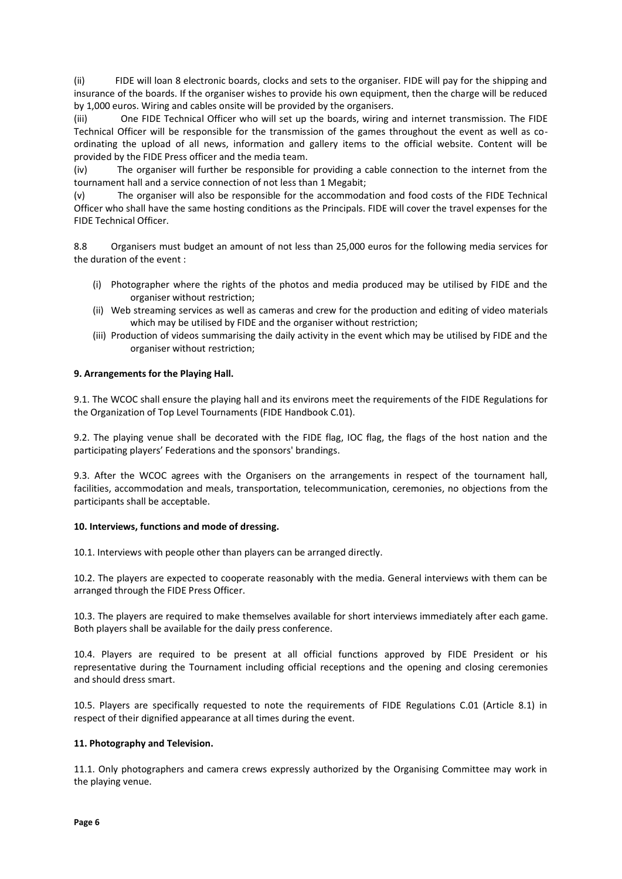(ii) FIDE will loan 8 electronic boards, clocks and sets to the organiser. FIDE will pay for the shipping and insurance of the boards. If the organiser wishes to provide his own equipment, then the charge will be reduced by 1,000 euros. Wiring and cables onsite will be provided by the organisers.

(iii) One FIDE Technical Officer who will set up the boards, wiring and internet transmission. The FIDE Technical Officer will be responsible for the transmission of the games throughout the event as well as co-ordinating the upload of all news, information and gallery items to the official website. Content will be provided by the FIDE Press officer and the media team.

(iv) The organiser will further be responsible for providing a cable connection to the internet from the tournament hall and a service connection of not less than 1 Megabit;

(v) The organiser will also be responsible for the accommodation and food costs of the FIDE Technical Officer who shall have the same hosting conditions as the Principals. FIDE will cover the travel expenses for the FIDE Technical Officer.

8.8 Organisers must budget an amount of not less than 25,000 euros for the following media services for the duration of the event :

(i) Photographer where the rights of the photos and media produced may be utilised by FIDE and the organiser without restriction;
(ii) Web streaming services as well as cameras and crew for the production and editing of video materials which may be utilised by FIDE and the organiser without restriction;
(iii) Production of videos summarising the daily activity in the event which may be utilised by FIDE and the organiser without restriction;

**9. Arrangements for the Playing Hall.**

9.1. The WCOC shall ensure the playing hall and its environs meet the requirements of the FIDE Regulations for the Organization of Top Level Tournaments (FIDE Handbook C.01).

9.2. The playing venue shall be decorated with the FIDE flag, IOC flag, the flags of the host nation and the participating players' Federations and the sponsors' brandings.

9.3. After the WCOC agrees with the Organisers on the arrangements in respect of the tournament hall, facilities, accommodation and meals, transportation, telecommunication, ceremonies, no objections from the participants shall be acceptable.

**10. Interviews, functions and mode of dressing.**

10.1. Interviews with people other than players can be arranged directly.

10.2. The players are expected to cooperate reasonably with the media. General interviews with them can be arranged through the FIDE Press Officer.

10.3. The players are required to make themselves available for short interviews immediately after each game. Both players shall be available for the daily press conference.

10.4. Players are required to be present at all official functions approved by FIDE President or his representative during the Tournament including official receptions and the opening and closing ceremonies and should dress smart.

10.5. Players are specifically requested to note the requirements of FIDE Regulations C.01 (Article 8.1) in respect of their dignified appearance at all times during the event.

**11. Photography and Television.**

11.1. Only photographers and camera crews expressly authorized by the Organising Committee may work in the playing venue.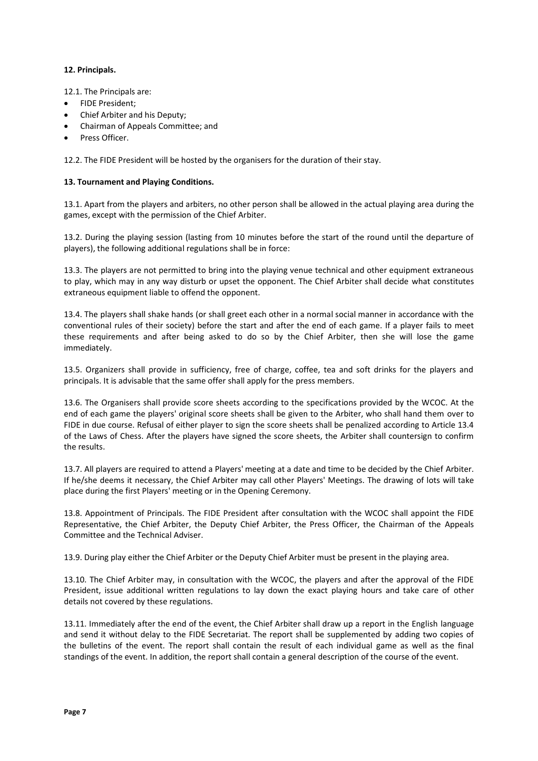**12. Principals.**

12.1. The Principals are:

- FIDE President;
- Chief Arbiter and his Deputy;
- Chairman of Appeals Committee; and
- Press Officer.

12.2. The FIDE President will be hosted by the organisers for the duration of their stay.

**13. Tournament and Playing Conditions.**

13.1. Apart from the players and arbiters, no other person shall be allowed in the actual playing area during the games, except with the permission of the Chief Arbiter.

13.2. During the playing session (lasting from 10 minutes before the start of the round until the departure of players), the following additional regulations shall be in force:

13.3. The players are not permitted to bring into the playing venue technical and other equipment extraneous to play, which may in any way disturb or upset the opponent. The Chief Arbiter shall decide what constitutes extraneous equipment liable to offend the opponent.

13.4. The players shall shake hands (or shall greet each other in a normal social manner in accordance with the conventional rules of their society) before the start and after the end of each game. If a player fails to meet these requirements and after being asked to do so by the Chief Arbiter, then she will lose the game immediately.

13.5. Organizers shall provide in sufficiency, free of charge, coffee, tea and soft drinks for the players and principals. It is advisable that the same offer shall apply for the press members.

13.6. The Organisers shall provide score sheets according to the specifications provided by the WCOC. At the end of each game the players' original score sheets shall be given to the Arbiter, who shall hand them over to FIDE in due course. Refusal of either player to sign the score sheets shall be penalized according to Article 13.4 of the Laws of Chess. After the players have signed the score sheets, the Arbiter shall countersign to confirm the results.

13.7. All players are required to attend a Players' meeting at a date and time to be decided by the Chief Arbiter. If he/she deems it necessary, the Chief Arbiter may call other Players' Meetings. The drawing of lots will take place during the first Players' meeting or in the Opening Ceremony.

13.8. Appointment of Principals. The FIDE President after consultation with the WCOC shall appoint the FIDE Representative, the Chief Arbiter, the Deputy Chief Arbiter, the Press Officer, the Chairman of the Appeals Committee and the Technical Adviser.

13.9. During play either the Chief Arbiter or the Deputy Chief Arbiter must be present in the playing area.

13.10. The Chief Arbiter may, in consultation with the WCOC, the players and after the approval of the FIDE President, issue additional written regulations to lay down the exact playing hours and take care of other details not covered by these regulations.

13.11. Immediately after the end of the event, the Chief Arbiter shall draw up a report in the English language and send it without delay to the FIDE Secretariat. The report shall be supplemented by adding two copies of the bulletins of the event. The report shall contain the result of each individual game as well as the final standings of the event. In addition, the report shall contain a general description of the course of the event.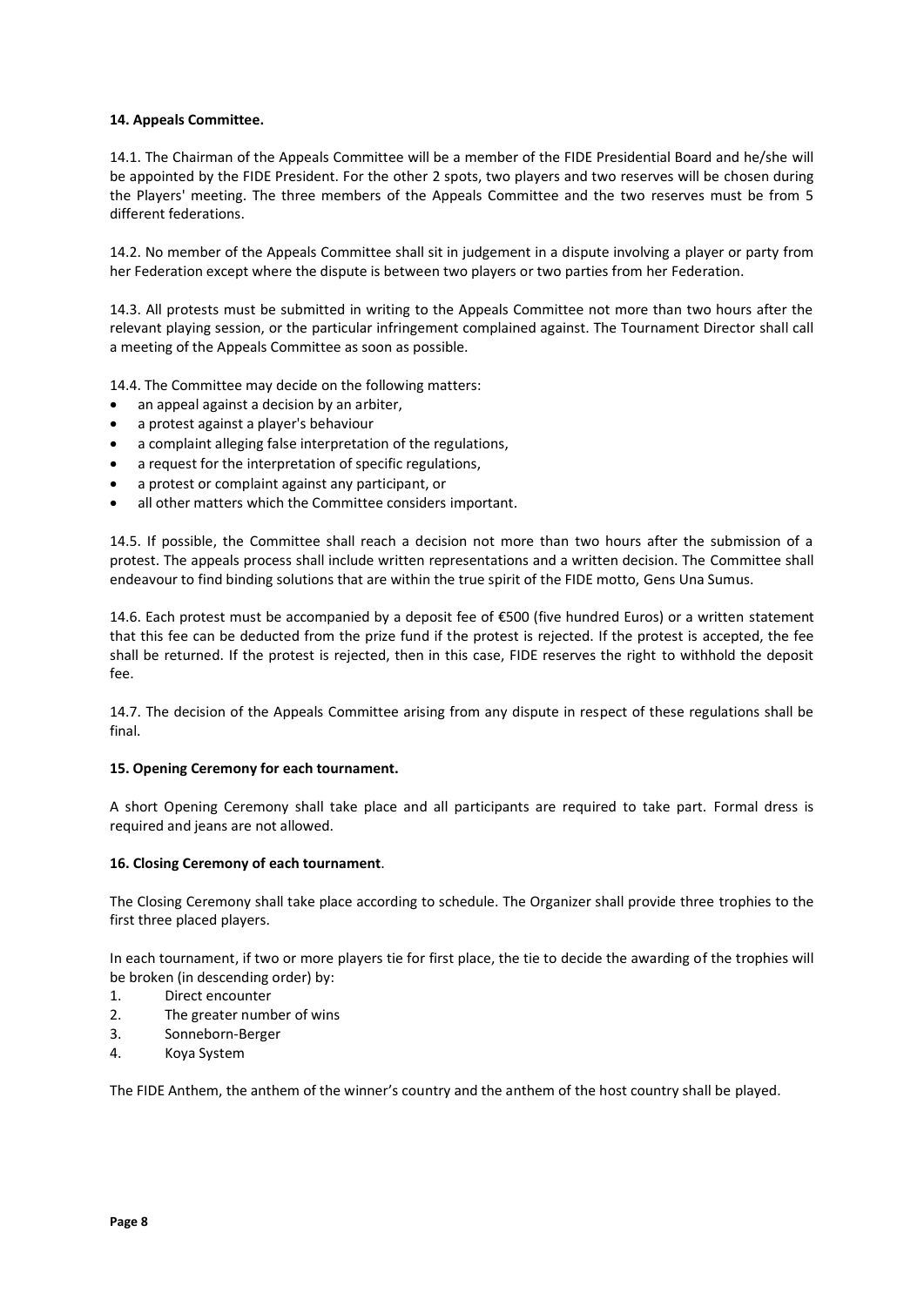**14. Appeals Committee.**

14.1. The Chairman of the Appeals Committee will be a member of the FIDE Presidential Board and he/she will be appointed by the FIDE President. For the other 2 spots, two players and two reserves will be chosen during the Players' meeting. The three members of the Appeals Committee and the two reserves must be from 5 different federations.

14.2. No member of the Appeals Committee shall sit in judgement in a dispute involving a player or party from her Federation except where the dispute is between two players or two parties from her Federation.

14.3. All protests must be submitted in writing to the Appeals Committee not more than two hours after the relevant playing session, or the particular infringement complained against. The Tournament Director shall call a meeting of the Appeals Committee as soon as possible.

14.4. The Committee may decide on the following matters:

- an appeal against a decision by an arbiter,
- a protest against a player's behaviour
- a complaint alleging false interpretation of the regulations,
- a request for the interpretation of specific regulations,
- a protest or complaint against any participant, or
- all other matters which the Committee considers important.

14.5. If possible, the Committee shall reach a decision not more than two hours after the submission of a protest. The appeals process shall include written representations and a written decision. The Committee shall endeavour to find binding solutions that are within the true spirit of the FIDE motto, Gens Una Sumus.

14.6. Each protest must be accompanied by a deposit fee of €500 (five hundred Euros) or a written statement that this fee can be deducted from the prize fund if the protest is rejected. If the protest is accepted, the fee shall be returned. If the protest is rejected, then in this case, FIDE reserves the right to withhold the deposit fee.

14.7. The decision of the Appeals Committee arising from any dispute in respect of these regulations shall be final.

**15. Opening Ceremony for each tournament.**

A short Opening Ceremony shall take place and all participants are required to take part. Formal dress is required and jeans are not allowed.

**16. Closing Ceremony of each tournament**.

The Closing Ceremony shall take place according to schedule. The Organizer shall provide three trophies to the first three placed players.

In each tournament, if two or more players tie for first place, the tie to decide the awarding of the trophies will be broken (in descending order) by:

1. Direct encounter
2. The greater number of wins
3. Sonneborn-Berger
4. Koya System

The FIDE Anthem, the anthem of the winner's country and the anthem of the host country shall be played.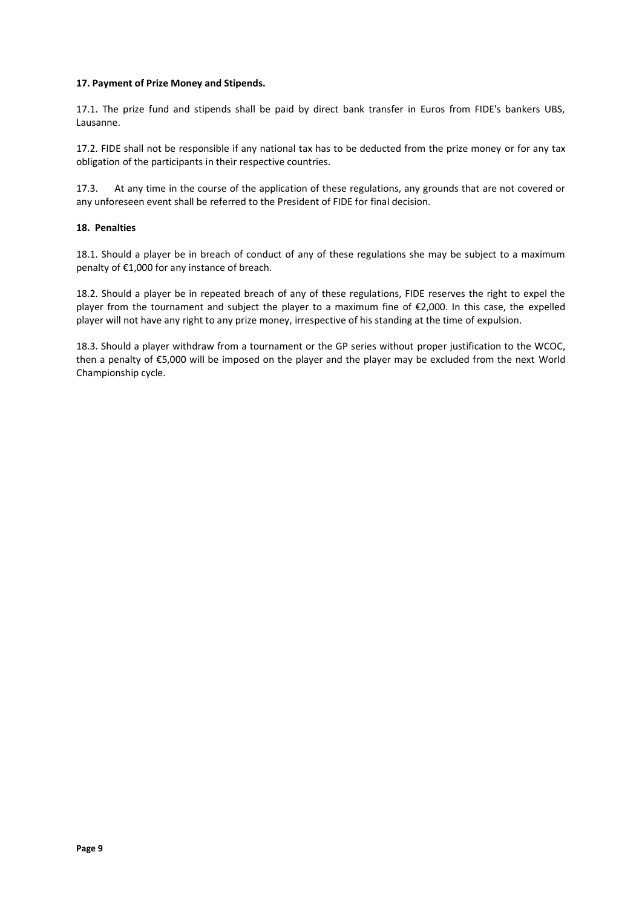### 17. Payment of Prize Money and Stipends.

17.1. The prize fund and stipends shall be paid by direct bank transfer in Euros from FIDE's bankers UBS, Lausanne.

17.2. FIDE shall not be responsible if any national tax has to be deducted from the prize money or for any tax obligation of the participants in their respective countries.

17.3. At any time in the course of the application of these regulations, any grounds that are not covered or any unforeseen event shall be referred to the President of FIDE for final decision.

### 18. Penalties

18.1. Should a player be in breach of conduct of any of these regulations she may be subject to a maximum penalty of €1,000 for any instance of breach.

18.2. Should a player be in repeated breach of any of these regulations, FIDE reserves the right to expel the player from the tournament and subject the player to a maximum fine of €2,000. In this case, the expelled player will not have any right to any prize money, irrespective of his standing at the time of expulsion.

18.3. Should a player withdraw from a tournament or the GP series without proper justification to the WCOC, then a penalty of €5,000 will be imposed on the player and the player may be excluded from the next World Championship cycle.